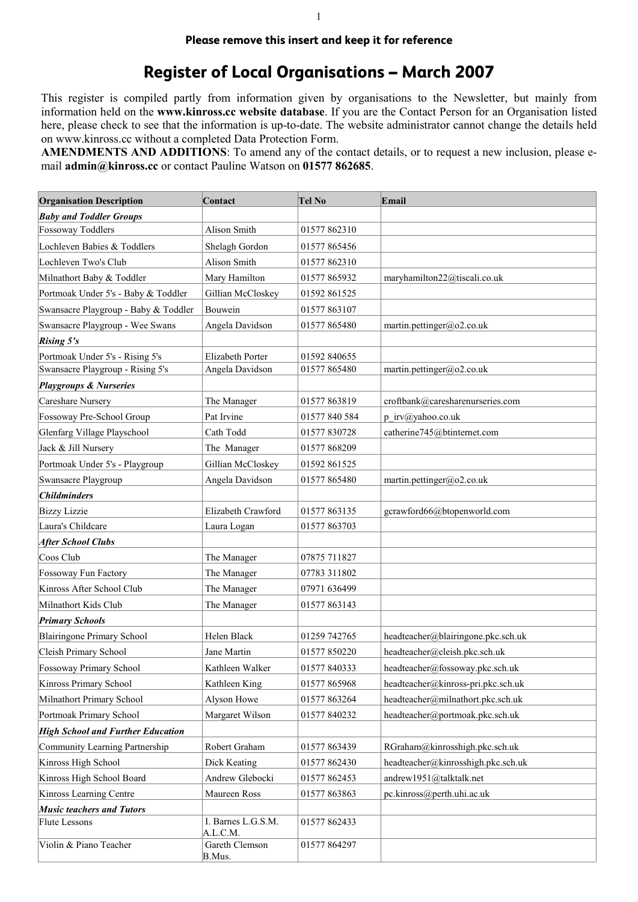**Please remove this insert and keep it for reference**

# Register of Local Organisations – March 2007

This register is compiled partly from information given by organisations to the Newsletter, but mainly from information held on the **www.kinross.cc website database**. If you are the Contact Person for an Organisation listed here, please check to see that the information is up-to-date. The website administrator cannot change the details held on www.kinross.cc without a completed Data Protection Form.

**AMENDMENTS AND ADDITIONS**: To amend any of the contact details, or to request a new inclusion, please e-mail **admin@kinross.cc** or contact Pauline Watson on **01577 862685**.

| Organisation Description | Contact | Tel No | Email |
|---|---|---|---|
| ***Baby and Toddler Groups*** | | | |
| Fossoway Toddlers | Alison Smith | 01577 862310 | |
| Lochleven Babies & Toddlers | Shelagh Gordon | 01577 865456 | |
| Lochleven Two's Club | Alison Smith | 01577 862310 | |
| Milnathort Baby & Toddler | Mary Hamilton | 01577 865932 | maryhamilton22@tiscali.co.uk |
| Portmoak Under 5's - Baby & Toddler | Gillian McCloskey | 01592 861525 | |
| Swansacre Playgroup - Baby & Toddler | Bouwein | 01577 863107 | |
| Swansacre Playgroup - Wee Swans | Angela Davidson | 01577 865480 | martin.pettinger@o2.co.uk |
| ***Rising 5's*** | | | |
| Portmoak Under 5's - Rising 5's | Elizabeth Porter | 01592 840655 | |
| Swansacre Playgroup - Rising 5's | Angela Davidson | 01577 865480 | martin.pettinger@o2.co.uk |
| ***Playgroups & Nurseries*** | | | |
| Careshare Nursery | The Manager | 01577 863819 | croftbank@caresharenurseries.com |
| Fossoway Pre-School Group | Pat Irvine | 01577 840 584 | p_irv@yahoo.co.uk |
| Glenfarg Village Playschool | Cath Todd | 01577 830728 | catherine745@btinternet.com |
| Jack & Jill Nursery | The Manager | 01577 868209 | |
| Portmoak Under 5's - Playgroup | Gillian McCloskey | 01592 861525 | |
| Swansacre Playgroup | Angela Davidson | 01577 865480 | martin.pettinger@o2.co.uk |
| ***Childminders*** | | | |
| Bizzy Lizzie | Elizabeth Crawford | 01577 863135 | gcrawford66@btopenworld.com |
| Laura's Childcare | Laura Logan | 01577 863703 | |
| ***After School Clubs*** | | | |
| Coos Club | The Manager | 07875 711827 | |
| Fossoway Fun Factory | The Manager | 07783 311802 | |
| Kinross After School Club | The Manager | 07971 636499 | |
| Milnathort Kids Club | The Manager | 01577 863143 | |
| ***Primary Schools*** | | | |
| Blairingone Primary School | Helen Black | 01259 742765 | headteacher@blairingone.pkc.sch.uk |
| Cleish Primary School | Jane Martin | 01577 850220 | headteacher@cleish.pkc.sch.uk |
| Fossoway Primary School | Kathleen Walker | 01577 840333 | headteacher@fossoway.pkc.sch.uk |
| Kinross Primary School | Kathleen King | 01577 865968 | headteacher@kinross-pri.pkc.sch.uk |
| Milnathort Primary School | Alyson Howe | 01577 863264 | headteacher@milnathort.pkc.sch.uk |
| Portmoak Primary School | Margaret Wilson | 01577 840232 | headteacher@portmoak.pkc.sch.uk |
| ***High School and Further Education*** | | | |
| Community Learning Partnership | Robert Graham | 01577 863439 | RGraham@kinrosshigh.pkc.sch.uk |
| Kinross High School | Dick Keating | 01577 862430 | headteacher@kinrosshigh.pkc.sch.uk |
| Kinross High School Board | Andrew Glebocki | 01577 862453 | andrew1951@talktalk.net |
| Kinross Learning Centre | Maureen Ross | 01577 863863 | pc.kinross@perth.uhi.ac.uk |
| ***Music teachers and Tutors*** | | | |
| Flute Lessons | I. Barnes L.G.S.M. A.L.C.M. | 01577 862433 | |
| Violin & Piano Teacher | Gareth Clemson B.Mus. | 01577 864297 | |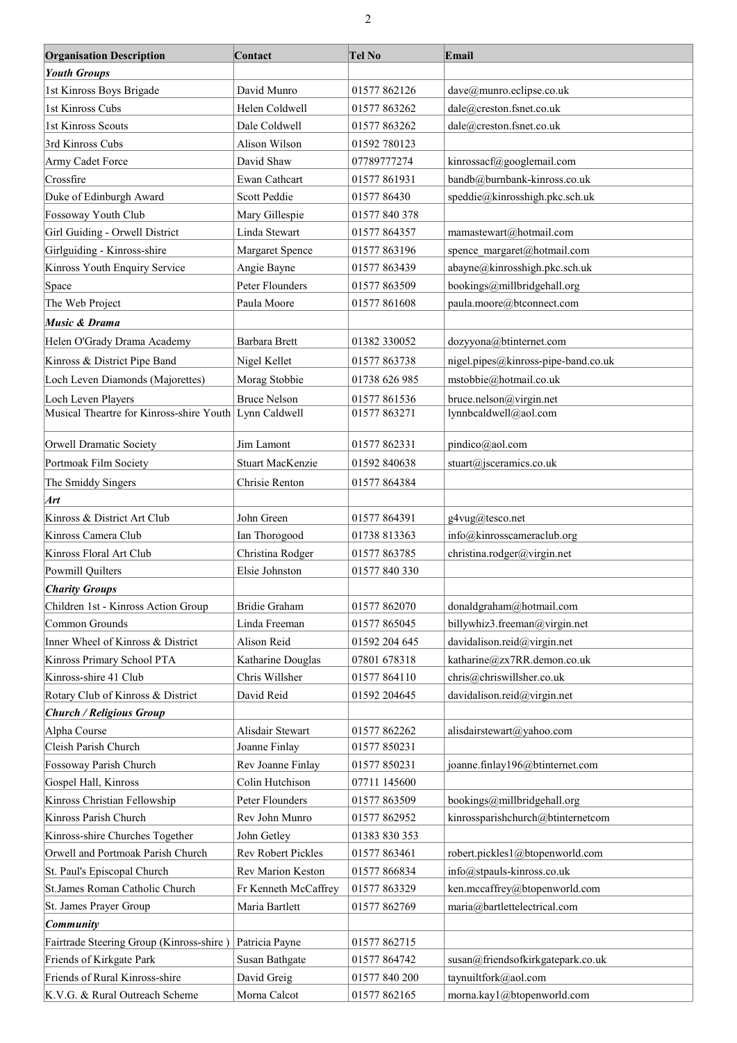| Organisation Description | Contact | Tel No | Email |
|---|---|---|---|
| ***Youth Groups*** | | | |
| 1st Kinross Boys Brigade | David Munro | 01577 862126 | dave@munro.eclipse.co.uk |
| 1st Kinross Cubs | Helen Coldwell | 01577 863262 | dale@creston.fsnet.co.uk |
| 1st Kinross Scouts | Dale Coldwell | 01577 863262 | dale@creston.fsnet.co.uk |
| 3rd Kinross Cubs | Alison Wilson | 01592 780123 | |
| Army Cadet Force | David Shaw | 07789777274 | kinrossacf@googlemail.com |
| Crossfire | Ewan Cathcart | 01577 861931 | bandb@burnbank-kinross.co.uk |
| Duke of Edinburgh Award | Scott Peddie | 01577 86430 | speddie@kinrosshigh.pkc.sch.uk |
| Fossoway Youth Club | Mary Gillespie | 01577 840 378 | |
| Girl Guiding - Orwell District | Linda Stewart | 01577 864357 | mamastewart@hotmail.com |
| Girlguiding - Kinross-shire | Margaret Spence | 01577 863196 | spence_margaret@hotmail.com |
| Kinross Youth Enquiry Service | Angie Bayne | 01577 863439 | abayne@kinrosshigh.pkc.sch.uk |
| Space | Peter Flounders | 01577 863509 | bookings@millbridgehall.org |
| The Web Project | Paula Moore | 01577 861608 | paula.moore@btconnect.com |
| ***Music & Drama*** | | | |
| Helen O'Grady Drama Academy | Barbara Brett | 01382 330052 | dozyyona@btinternet.com |
| Kinross & District Pipe Band | Nigel Kellet | 01577 863738 | nigel.pipes@kinross-pipe-band.co.uk |
| Loch Leven Diamonds (Majorettes) | Morag Stobbie | 01738 626 985 | mstobbie@hotmail.co.uk |
| Loch Leven Players | Bruce Nelson | 01577 861536 | bruce.nelson@virgin.net |
| Musical Theartre for Kinross-shire Youth | Lynn Caldwell | 01577 863271 | lynnbcaldwell@aol.com |
| Orwell Dramatic Society | Jim Lamont | 01577 862331 | pindico@aol.com |
| Portmoak Film Society | Stuart MacKenzie | 01592 840638 | stuart@jsceramics.co.uk |
| The Smiddy Singers | Chrisie Renton | 01577 864384 | |
| ***Art*** | | | |
| Kinross & District Art Club | John Green | 01577 864391 | g4vug@tesco.net |
| Kinross Camera Club | Ian Thorogood | 01738 813363 | info@kinrosscameraclub.org |
| Kinross Floral Art Club | Christina Rodger | 01577 863785 | christina.rodger@virgin.net |
| Powmill Quilters | Elsie Johnston | 01577 840 330 | |
| ***Charity Groups*** | | | |
| Children 1st - Kinross Action Group | Bridie Graham | 01577 862070 | donaldgraham@hotmail.com |
| Common Grounds | Linda Freeman | 01577 865045 | billywhiz3.freeman@virgin.net |
| Inner Wheel of Kinross & District | Alison Reid | 01592 204 645 | davidalison.reid@virgin.net |
| Kinross Primary School PTA | Katharine Douglas | 07801 678318 | katharine@zx7RR.demon.co.uk |
| Kinross-shire 41 Club | Chris Willsher | 01577 864110 | chris@chriswillsher.co.uk |
| Rotary Club of Kinross & District | David Reid | 01592 204645 | davidalison.reid@virgin.net |
| ***Church / Religious Group*** | | | |
| Alpha Course | Alisdair Stewart | 01577 862262 | alisdairstewart@yahoo.com |
| Cleish Parish Church | Joanne Finlay | 01577 850231 | |
| Fossoway Parish Church | Rev Joanne Finlay | 01577 850231 | joanne.finlay196@btinternet.com |
| Gospel Hall, Kinross | Colin Hutchison | 07711 145600 | |
| Kinross Christian Fellowship | Peter Flounders | 01577 863509 | bookings@millbridgehall.org |
| Kinross Parish Church | Rev John Munro | 01577 862952 | kinrossparishchurch@btinternetcom |
| Kinross-shire Churches Together | John Getley | 01383 830 353 | |
| Orwell and Portmoak Parish Church | Rev Robert Pickles | 01577 863461 | robert.pickles1@btopenworld.com |
| St. Paul's Episcopal Church | Rev Marion Keston | 01577 866834 | info@stpauls-kinross.co.uk |
| St.James Roman Catholic Church | Fr Kenneth McCaffrey | 01577 863329 | ken.mccaffrey@btopenworld.com |
| St. James Prayer Group | Maria Bartlett | 01577 862769 | maria@bartlettelectrical.com |
| ***Community*** | | | |
| Fairtrade Steering Group (Kinross-shire ) | Patricia Payne | 01577 862715 | |
| Friends of Kirkgate Park | Susan Bathgate | 01577 864742 | susan@friendsofkirkgatepark.co.uk |
| Friends of Rural Kinross-shire | David Greig | 01577 840 200 | taynuiltfork@aol.com |
| K.V.G. & Rural Outreach Scheme | Morna Calcot | 01577 862165 | morna.kay1@btopenworld.com |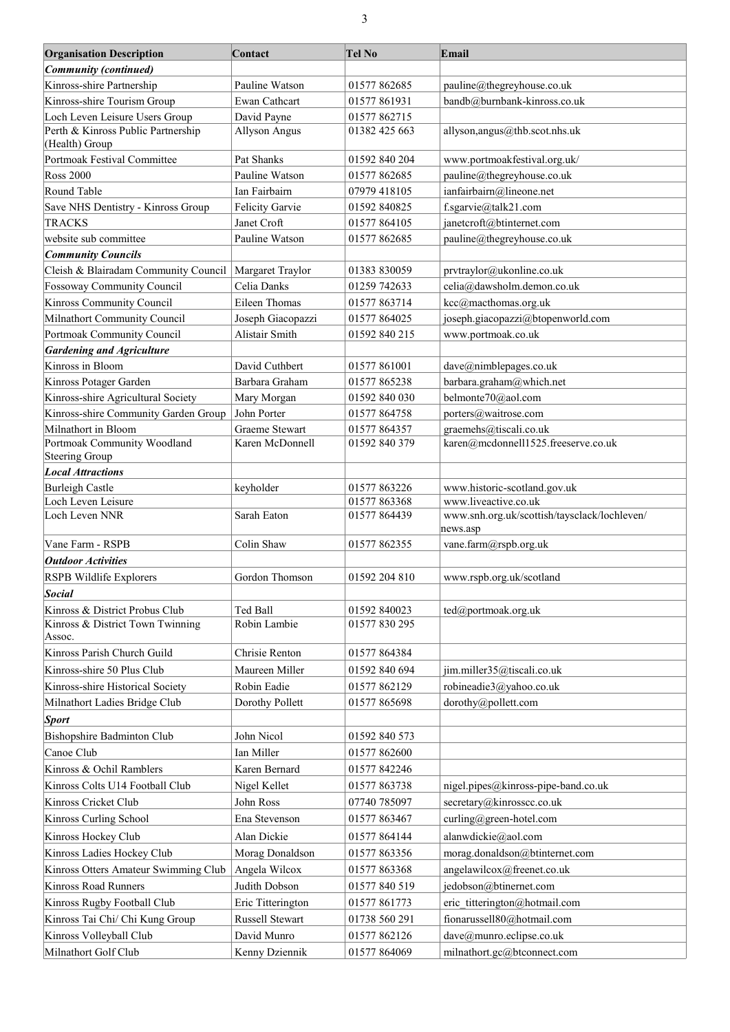| Organisation Description | Contact | Tel No | Email |
| --- | --- | --- | --- |
| ***Community (continued)*** | | | |
| Kinross-shire Partnership | Pauline Watson | 01577 862685 | pauline@thegreyhouse.co.uk |
| Kinross-shire Tourism Group | Ewan Cathcart | 01577 861931 | bandb@burnbank-kinross.co.uk |
| Loch Leven Leisure Users Group | David Payne | 01577 862715 | |
| Perth & Kinross Public Partnership (Health) Group | Allyson Angus | 01382 425 663 | allyson,angus@thb.scot.nhs.uk |
| Portmoak Festival Committee | Pat Shanks | 01592 840 204 | www.portmoakfestival.org.uk/ |
| Ross 2000 | Pauline Watson | 01577 862685 | pauline@thegreyhouse.co.uk |
| Round Table | Ian Fairbairn | 07979 418105 | ianfairbairn@lineone.net |
| Save NHS Dentistry - Kinross Group | Felicity Garvie | 01592 840825 | f.sgarvie@talk21.com |
| TRACKS | Janet Croft | 01577 864105 | janetcroft@btinternet.com |
| website sub committee | Pauline Watson | 01577 862685 | pauline@thegreyhouse.co.uk |
| ***Community Councils*** | | | |
| Cleish & Blairadam Community Council | Margaret Traylor | 01383 830059 | prvtraylor@ukonline.co.uk |
| Fossoway Community Council | Celia Danks | 01259 742633 | celia@dawsholm.demon.co.uk |
| Kinross Community Council | Eileen Thomas | 01577 863714 | kcc@macthomas.org.uk |
| Milnathort Community Council | Joseph Giacopazzi | 01577 864025 | joseph.giacopazzi@btopenworld.com |
| Portmoak Community Council | Alistair Smith | 01592 840 215 | www.portmoak.co.uk |
| ***Gardening and Agriculture*** | | | |
| Kinross in Bloom | David Cuthbert | 01577 861001 | dave@nimblepages.co.uk |
| Kinross Potager Garden | Barbara Graham | 01577 865238 | barbara.graham@which.net |
| Kinross-shire Agricultural Society | Mary Morgan | 01592 840 030 | belmonte70@aol.com |
| Kinross-shire Community Garden Group | John Porter | 01577 864758 | porters@waitrose.com |
| Milnathort in Bloom | Graeme Stewart | 01577 864357 | graemehs@tiscali.co.uk |
| Portmoak Community Woodland Steering Group | Karen McDonnell | 01592 840 379 | karen@mcdonnell1525.freeserve.co.uk |
| ***Local Attractions*** | | | |
| Burleigh Castle | keyholder | 01577 863226 | www.historic-scotland.gov.uk |
| Loch Leven Leisure | | 01577 863368 | www.liveactive.co.uk |
| Loch Leven NNR | Sarah Eaton | 01577 864439 | www.snh.org.uk/scottish/taysclack/lochleven/news.asp |
| Vane Farm - RSPB | Colin Shaw | 01577 862355 | vane.farm@rspb.org.uk |
| ***Outdoor Activities*** | | | |
| RSPB Wildlife Explorers | Gordon Thomson | 01592 204 810 | www.rspb.org.uk/scotland |
| ***Social*** | | | |
| Kinross & District Probus Club | Ted Ball | 01592 840023 | ted@portmoak.org.uk |
| Kinross & District Town Twinning Assoc. | Robin Lambie | 01577 830 295 | |
| Kinross Parish Church Guild | Chrisie Renton | 01577 864384 | |
| Kinross-shire 50 Plus Club | Maureen Miller | 01592 840 694 | jim.miller35@tiscali.co.uk |
| Kinross-shire Historical Society | Robin Eadie | 01577 862129 | robineadie3@yahoo.co.uk |
| Milnathort Ladies Bridge Club | Dorothy Pollett | 01577 865698 | dorothy@pollett.com |
| ***Sport*** | | | |
| Bishopshire Badminton Club | John Nicol | 01592 840 573 | |
| Canoe Club | Ian Miller | 01577 862600 | |
| Kinross & Ochil Ramblers | Karen Bernard | 01577 842246 | |
| Kinross Colts U14 Football Club | Nigel Kellet | 01577 863738 | nigel.pipes@kinross-pipe-band.co.uk |
| Kinross Cricket Club | John Ross | 07740 785097 | secretary@kinrosscc.co.uk |
| Kinross Curling School | Ena Stevenson | 01577 863467 | curling@green-hotel.com |
| Kinross Hockey Club | Alan Dickie | 01577 864144 | alanwdickie@aol.com |
| Kinross Ladies Hockey Club | Morag Donaldson | 01577 863356 | morag.donaldson@btinternet.com |
| Kinross Otters Amateur Swimming Club | Angela Wilcox | 01577 863368 | angelawilcox@freenet.co.uk |
| Kinross Road Runners | Judith Dobson | 01577 840 519 | jedobson@btinernet.com |
| Kinross Rugby Football Club | Eric Titterington | 01577 861773 | eric_titterington@hotmail.com |
| Kinross Tai Chi/ Chi Kung Group | Russell Stewart | 01738 560 291 | fionarussell80@hotmail.com |
| Kinross Volleyball Club | David Munro | 01577 862126 | dave@munro.eclipse.co.uk |
| Milnathort Golf Club | Kenny Dziennik | 01577 864069 | milnathort.gc@btconnect.com |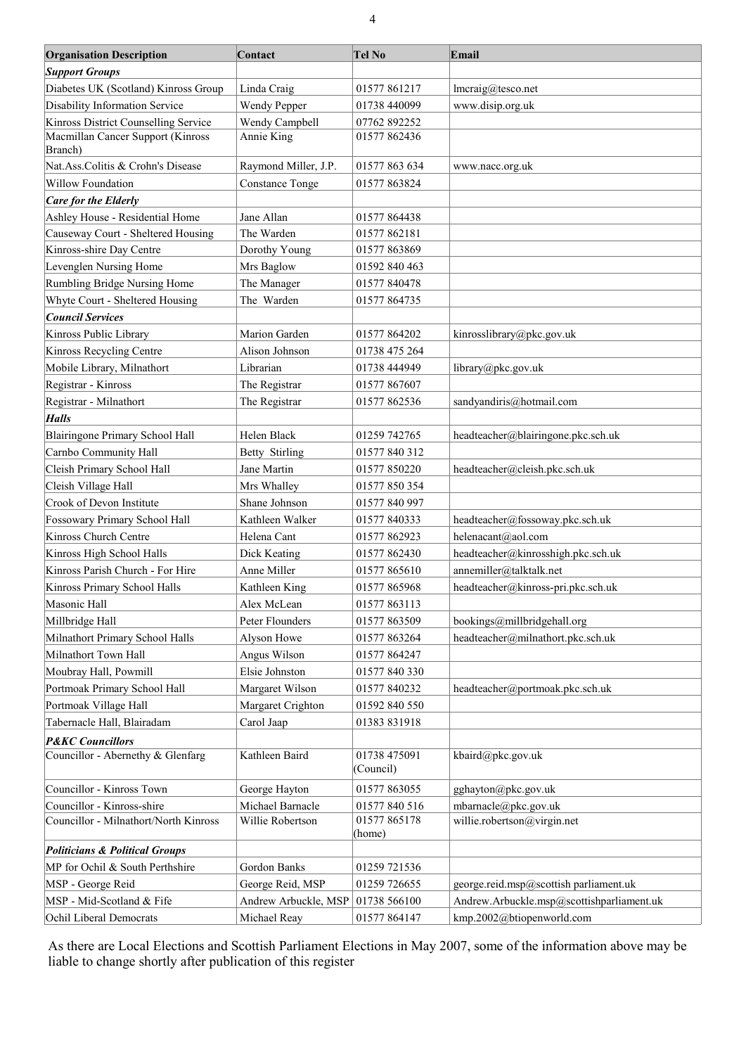| Organisation Description | Contact | Tel No | Email |
|---|---|---|---|
| ***Support Groups*** | | | |
| Diabetes UK (Scotland) Kinross Group | Linda Craig | 01577 861217 | lmcraig@tesco.net |
| Disability Information Service | Wendy Pepper | 01738 440099 | www.disip.org.uk |
| Kinross District Counselling Service | Wendy Campbell | 07762 892252 | |
| Macmillan Cancer Support (Kinross Branch) | Annie King | 01577 862436 | |
| Nat.Ass.Colitis & Crohn's Disease | Raymond Miller, J.P. | 01577 863 634 | www.nacc.org.uk |
| Willow Foundation | Constance Tonge | 01577 863824 | |
| ***Care for the Elderly*** | | | |
| Ashley House - Residential Home | Jane Allan | 01577 864438 | |
| Causeway Court - Sheltered Housing | The Warden | 01577 862181 | |
| Kinross-shire Day Centre | Dorothy Young | 01577 863869 | |
| Levenglen Nursing Home | Mrs Baglow | 01592 840 463 | |
| Rumbling Bridge Nursing Home | The Manager | 01577 840478 | |
| Whyte Court - Sheltered Housing | The Warden | 01577 864735 | |
| ***Council Services*** | | | |
| Kinross Public Library | Marion Garden | 01577 864202 | kinrosslibrary@pkc.gov.uk |
| Kinross Recycling Centre | Alison Johnson | 01738 475 264 | |
| Mobile Library, Milnathort | Librarian | 01738 444949 | library@pkc.gov.uk |
| Registrar - Kinross | The Registrar | 01577 867607 | |
| Registrar - Milnathort | The Registrar | 01577 862536 | sandyandiris@hotmail.com |
| ***Halls*** | | | |
| Blairingone Primary School Hall | Helen Black | 01259 742765 | headteacher@blairingone.pkc.sch.uk |
| Carnbo Community Hall | Betty Stirling | 01577 840 312 | |
| Cleish Primary School Hall | Jane Martin | 01577 850220 | headteacher@cleish.pkc.sch.uk |
| Cleish Village Hall | Mrs Whalley | 01577 850 354 | |
| Crook of Devon Institute | Shane Johnson | 01577 840 997 | |
| Fossowary Primary School Hall | Kathleen Walker | 01577 840333 | headteacher@fossoway.pkc.sch.uk |
| Kinross Church Centre | Helena Cant | 01577 862923 | helenacant@aol.com |
| Kinross High School Halls | Dick Keating | 01577 862430 | headteacher@kinrosshigh.pkc.sch.uk |
| Kinross Parish Church - For Hire | Anne Miller | 01577 865610 | annemiller@talktalk.net |
| Kinross Primary School Halls | Kathleen King | 01577 865968 | headteacher@kinross-pri.pkc.sch.uk |
| Masonic Hall | Alex McLean | 01577 863113 | |
| Millbridge Hall | Peter Flounders | 01577 863509 | bookings@millbridgehall.org |
| Milnathort Primary School Halls | Alyson Howe | 01577 863264 | headteacher@milnathort.pkc.sch.uk |
| Milnathort Town Hall | Angus Wilson | 01577 864247 | |
| Moubray Hall, Powmill | Elsie Johnston | 01577 840 330 | |
| Portmoak Primary School Hall | Margaret Wilson | 01577 840232 | headteacher@portmoak.pkc.sch.uk |
| Portmoak Village Hall | Margaret Crighton | 01592 840 550 | |
| Tabernacle Hall, Blairadam | Carol Jaap | 01383 831918 | |
| ***P&KC Councillors*** | | | |
| Councillor - Abernethy & Glenfarg | Kathleen Baird | 01738 475091 (Council) | kbaird@pkc.gov.uk |
| Councillor - Kinross Town | George Hayton | 01577 863055 | gghayton@pkc.gov.uk |
| Councillor - Kinross-shire | Michael Barnacle | 01577 840 516 | mbarnacle@pkc.gov.uk |
| Councillor - Milnathort/North Kinross | Willie Robertson | 01577 865178 (home) | willie.robertson@virgin.net |
| ***Politicians & Political Groups*** | | | |
| MP for Ochil & South Perthshire | Gordon Banks | 01259 721536 | |
| MSP - George Reid | George Reid, MSP | 01259 726655 | george.reid.msp@scottish parliament.uk |
| MSP - Mid-Scotland & Fife | Andrew Arbuckle, MSP | 01738 566100 | Andrew.Arbuckle.msp@scottishparliament.uk |
| Ochil Liberal Democrats | Michael Reay | 01577 864147 | kmp.2002@btiopenworld.com |

As there are Local Elections and Scottish Parliament Elections in May 2007, some of the information above may be liable to change shortly after publication of this register